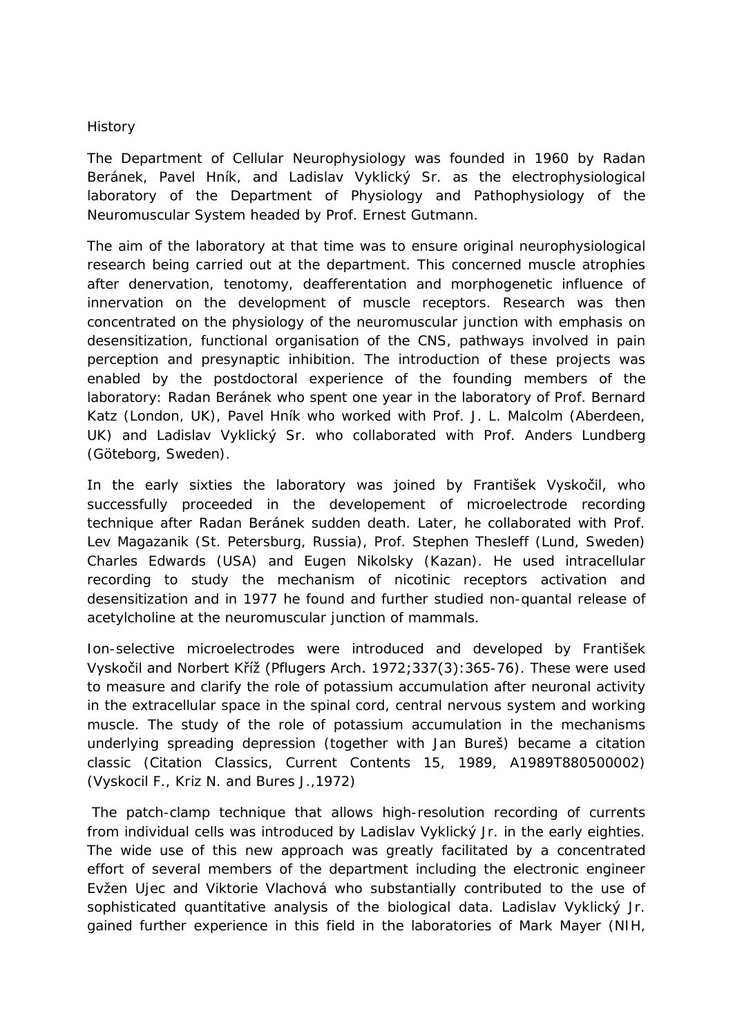# History

The Department of Cellular Neurophysiology was founded in 1960 by Radan Beránek, Pavel Hník, and Ladislav Vyklický Sr. as the electrophysiological laboratory of the Department of Physiology and Pathophysiology of the Neuromuscular System headed by Prof. Ernest Gutmann.

The aim of the laboratory at that time was to ensure original neurophysiological research being carried out at the department. This concerned muscle atrophies after denervation, tenotomy, deafferentation and morphogenetic influence of innervation on the development of muscle receptors. Research was then concentrated on the physiology of the neuromuscular junction with emphasis on desensitization, functional organisation of the CNS, pathways involved in pain perception and presynaptic inhibition. The introduction of these projects was enabled by the postdoctoral experience of the founding members of the laboratory: Radan Beránek who spent one year in the laboratory of Prof. Bernard Katz (London, UK), Pavel Hník who worked with Prof. J. L. Malcolm (Aberdeen, UK) and Ladislav Vyklický Sr. who collaborated with Prof. Anders Lundberg (Göteborg, Sweden).

In the early sixties the laboratory was joined by František Vyskočil, who successfully proceeded in the developement of microelectrode recording technique after Radan Beránek sudden death. Later, he collaborated with Prof. Lev Magazanik (St. Petersburg, Russia), Prof. Stephen Thesleff (Lund, Sweden) Charles Edwards (USA) and Eugen Nikolsky (Kazan). He used intracellular recording to study the mechanism of nicotinic receptors activation and desensitization and in 1977 he found and further studied non-quantal release of acetylcholine at the neuromuscular junction of mammals.

Ion-selective microelectrodes were introduced and developed by František Vyskočil and Norbert Kříž (Pflugers Arch. 1972;337(3):365-76). These were used to measure and clarify the role of potassium accumulation after neuronal activity in the extracellular space in the spinal cord, central nervous system and working muscle. The study of the role of potassium accumulation in the mechanisms underlying spreading depression (together with Jan Bureš) became a citation classic (Citation Classics, Current Contents 15, 1989, A1989T880500002) (Vyskocil F., Kriz N. and Bures J.,1972)

The patch-clamp technique that allows high-resolution recording of currents from individual cells was introduced by Ladislav Vyklický Jr. in the early eighties. The wide use of this new approach was greatly facilitated by a concentrated effort of several members of the department including the electronic engineer Evžen Ujec and Viktorie Vlachová who substantially contributed to the use of sophisticated quantitative analysis of the biological data. Ladislav Vyklický Jr. gained further experience in this field in the laboratories of Mark Mayer (NIH,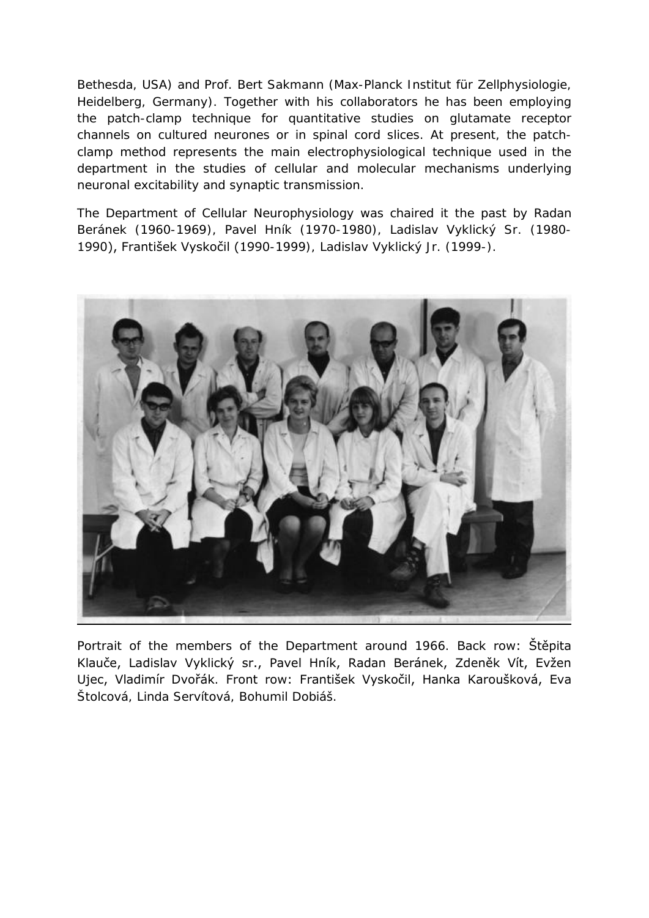Bethesda, USA) and Prof. Bert Sakmann (Max-Planck Institut für Zellphysiologie, Heidelberg, Germany). Together with his collaborators he has been employing the patch-clamp technique for quantitative studies on glutamate receptor channels on cultured neurones or in spinal cord slices. At present, the patch-clamp method represents the main electrophysiological technique used in the department in the studies of cellular and molecular mechanisms underlying neuronal excitability and synaptic transmission.

The Department of Cellular Neurophysiology was chaired it the past by Radan Beránek (1960-1969), Pavel Hník (1970-1980), Ladislav Vyklický Sr. (1980-1990), František Vyskočil (1990-1999), Ladislav Vyklický Jr. (1999-).

Portrait of the members of the Department around 1966. Back row: Štěpita Klauče, Ladislav Vyklický sr., Pavel Hník, Radan Beránek, Zdeněk Vít, Evžen Ujec, Vladimír Dvořák. Front row: František Vyskočil, Hanka Paroušková, Eva Štolcová, Linda Servítová, Bohumil Dobiáš.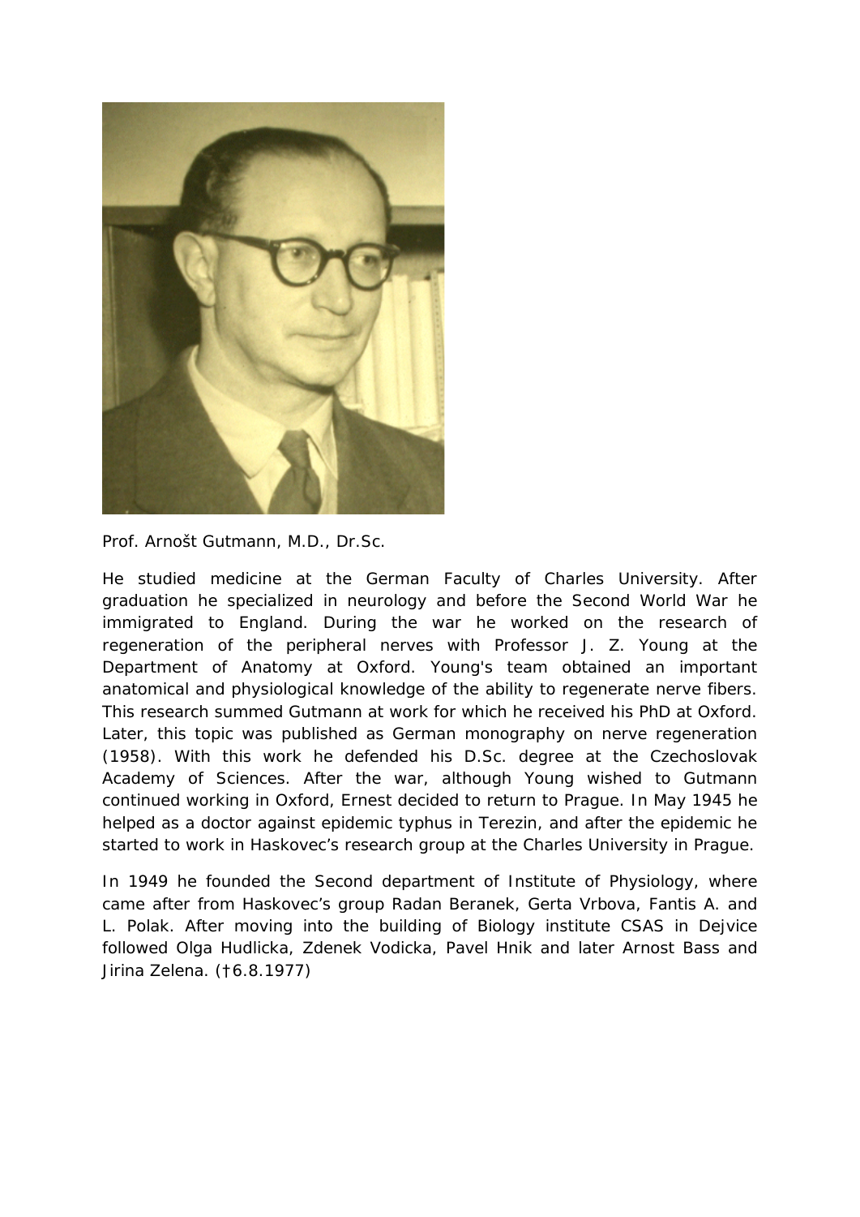Prof. Arnošt Gutmann, M.D., Dr.Sc.

He studied medicine at the German Faculty of Charles University. After graduation he specialized in neurology and before the Second World War he immigrated to England. During the war he worked on the research of regeneration of the peripheral nerves with Professor J. Z. Young at the Department of Anatomy at Oxford. Young's team obtained an important anatomical and physiological knowledge of the ability to regenerate nerve fibers. This research summed Gutmann at work for which he received his PhD at Oxford. Later, this topic was published as German monography on nerve regeneration (1958). With this work he defended his D.Sc. degree at the Czechoslovak Academy of Sciences. After the war, although Young wished to Gutmann continued working in Oxford, Ernest decided to return to Prague. In May 1945 he helped as a doctor against epidemic typhus in Terezin, and after the epidemic he started to work in Haskovec's research group at the Charles University in Prague.

In 1949 he founded the Second department of Institute of Physiology, where came after from Haskovec's group Radan Beranek, Gerta Vrbova, Fantis A. and L. Polak. After moving into the building of Biology institute CSAS in Dejvice followed Olga Hudlicka, Zdenek Vodicka, Pavel Hnik and later Arnost Bass and Jirina Zelena. (†6.8.1977)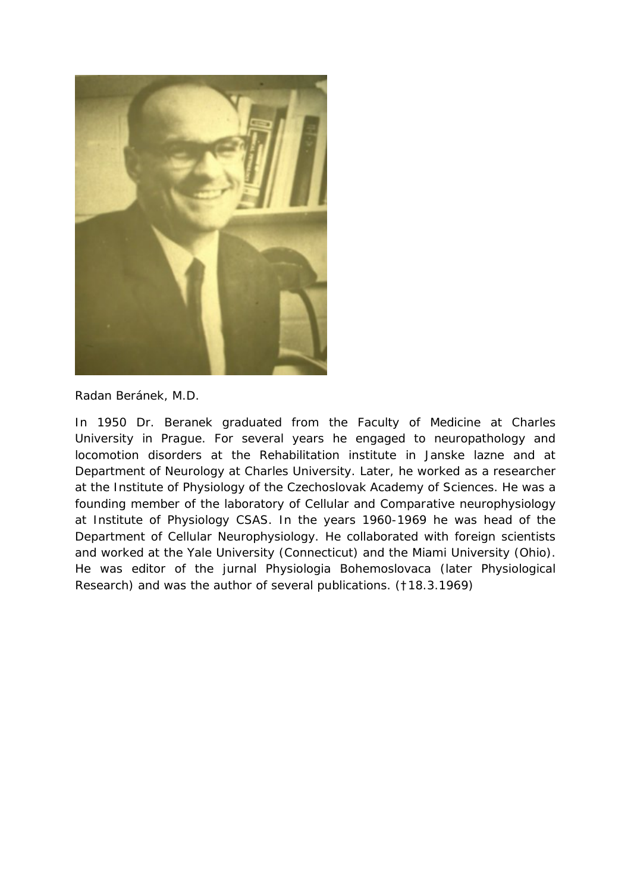Radan Beránek, M.D.

In 1950 Dr. Beranek graduated from the Faculty of Medicine at Charles University in Prague. For several years he engaged to neuropathology and locomotion disorders at the Rehabilitation institute in Janske lazne and at Department of Neurology at Charles University. Later, he worked as a researcher at the Institute of Physiology of the Czechoslovak Academy of Sciences. He was a founding member of the laboratory of Cellular and Comparative neurophysiology at Institute of Physiology CSAS. In the years 1960-1969 he was head of the Department of Cellular Neurophysiology. He collaborated with foreign scientists and worked at the Yale University (Connecticut) and the Miami University (Ohio). He was editor of the jurnal Physiologia Bohemoslovaca (later Physiological Research) and was the author of several publications. (†18.3.1969)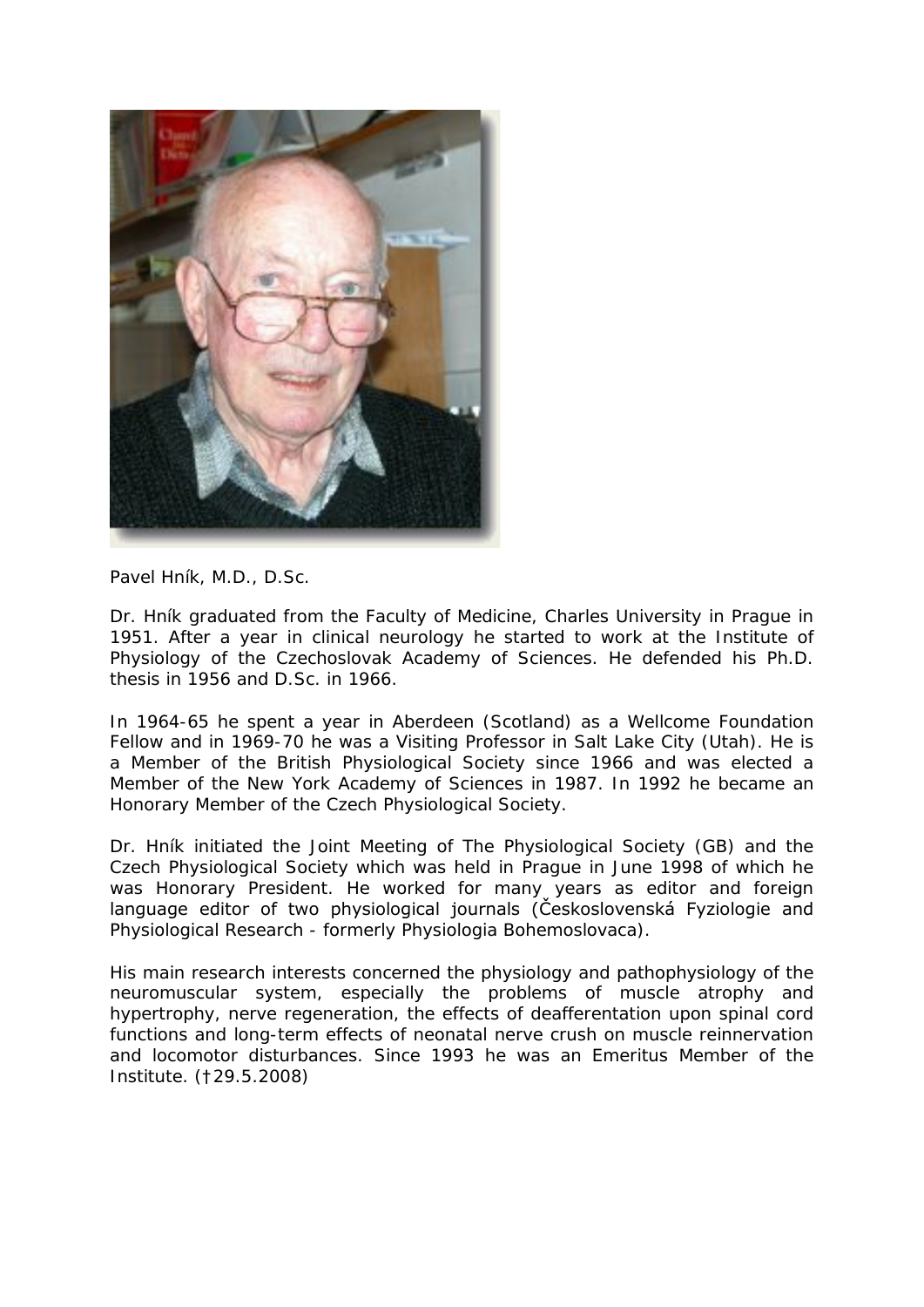Pavel Hník, M.D., D.Sc.

Dr. Hník graduated from the Faculty of Medicine, Charles University in Prague in 1951. After a year in clinical neurology he started to work at the Institute of Physiology of the Czechoslovak Academy of Sciences. He defended his Ph.D. thesis in 1956 and D.Sc. in 1966.

In 1964-65 he spent a year in Aberdeen (Scotland) as a Wellcome Foundation Fellow and in 1969-70 he was a Visiting Professor in Salt Lake City (Utah). He is a Member of the British Physiological Society since 1966 and was elected a Member of the New York Academy of Sciences in 1987. In 1992 he became an Honorary Member of the Czech Physiological Society.

Dr. Hník initiated the Joint Meeting of The Physiological Society (GB) and the Czech Physiological Society which was held in Prague in June 1998 of which he was Honorary President. He worked for many years as editor and foreign language editor of two physiological journals (Československá Fyziologie and Physiological Research - formerly Physiologia Bohemoslovaca).

His main research interests concerned the physiology and pathophysiology of the neuromuscular system, especially the problems of muscle atrophy and hypertrophy, nerve regeneration, the effects of deafferentation upon spinal cord functions and long-term effects of neonatal nerve crush on muscle reinnervation and locomotor disturbances. Since 1993 he was an Emeritus Member of the Institute. (†29.5.2008)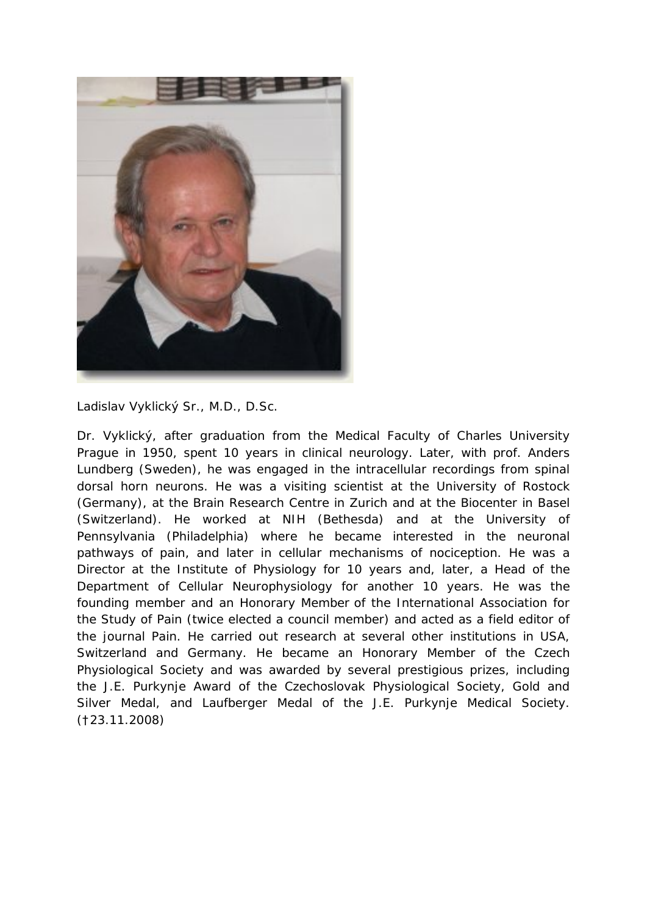Ladislav Vyklický Sr., M.D., D.Sc.

Dr. Vyklický, after graduation from the Medical Faculty of Charles University Prague in 1950, spent 10 years in clinical neurology. Later, with prof. Anders Lundberg (Sweden), he was engaged in the intracellular recordings from spinal dorsal horn neurons. He was a visiting scientist at the University of Rostock (Germany), at the Brain Research Centre in Zurich and at the Biocenter in Basel (Switzerland). He worked at NIH (Bethesda) and at the University of Pennsylvania (Philadelphia) where he became interested in the neuronal pathways of pain, and later in cellular mechanisms of nociception. He was a Director at the Institute of Physiology for 10 years and, later, a Head of the Department of Cellular Neurophysiology for another 10 years. He was the founding member and an Honorary Member of the International Association for the Study of Pain (twice elected a council member) and acted as a field editor of the journal Pain. He carried out research at several other institutions in USA, Switzerland and Germany. He became an Honorary Member of the Czech Physiological Society and was awarded by several prestigious prizes, including the J.E. Purkynje Award of the Czechoslovak Physiological Society, Gold and Silver Medal, and Laufberger Medal of the J.E. Purkynje Medical Society. (†23.11.2008)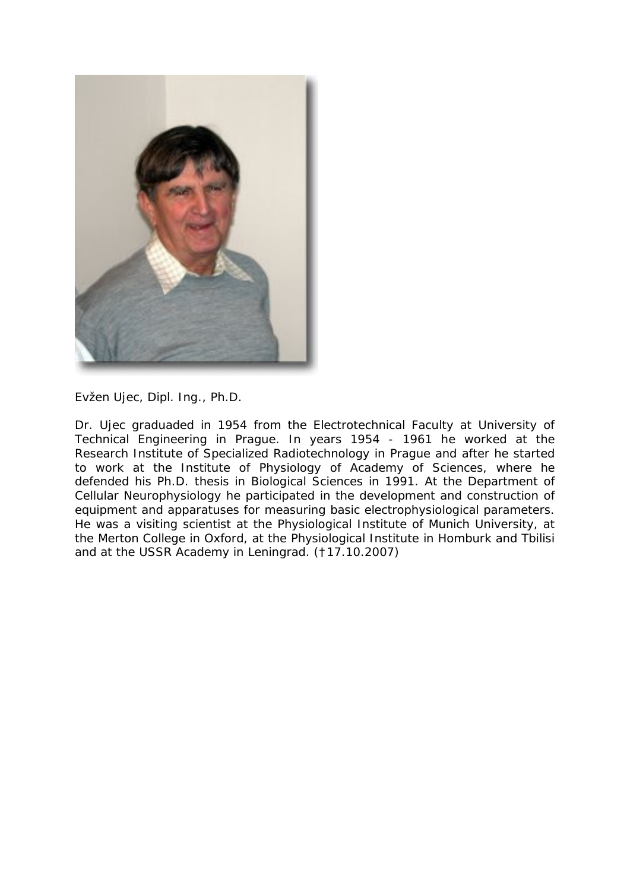Evžen Ujec, Dipl. Ing., Ph.D.

Dr. Ujec graduaded in 1954 from the Electrotechnical Faculty at University of Technical Engineering in Prague. In years 1954 - 1961 he worked at the Research Institute of Specialized Radiotechnology in Prague and after he started to work at the Institute of Physiology of Academy of Sciences, where he defended his Ph.D. thesis in Biological Sciences in 1991. At the Department of Cellular Neurophysiology he participated in the development and construction of equipment and apparatuses for measuring basic electrophysiological parameters. He was a visiting scientist at the Physiological Institute of Munich University, at the Merton College in Oxford, at the Physiological Institute in Homburk and Tbilisi and at the USSR Academy in Leningrad. (†17.10.2007)